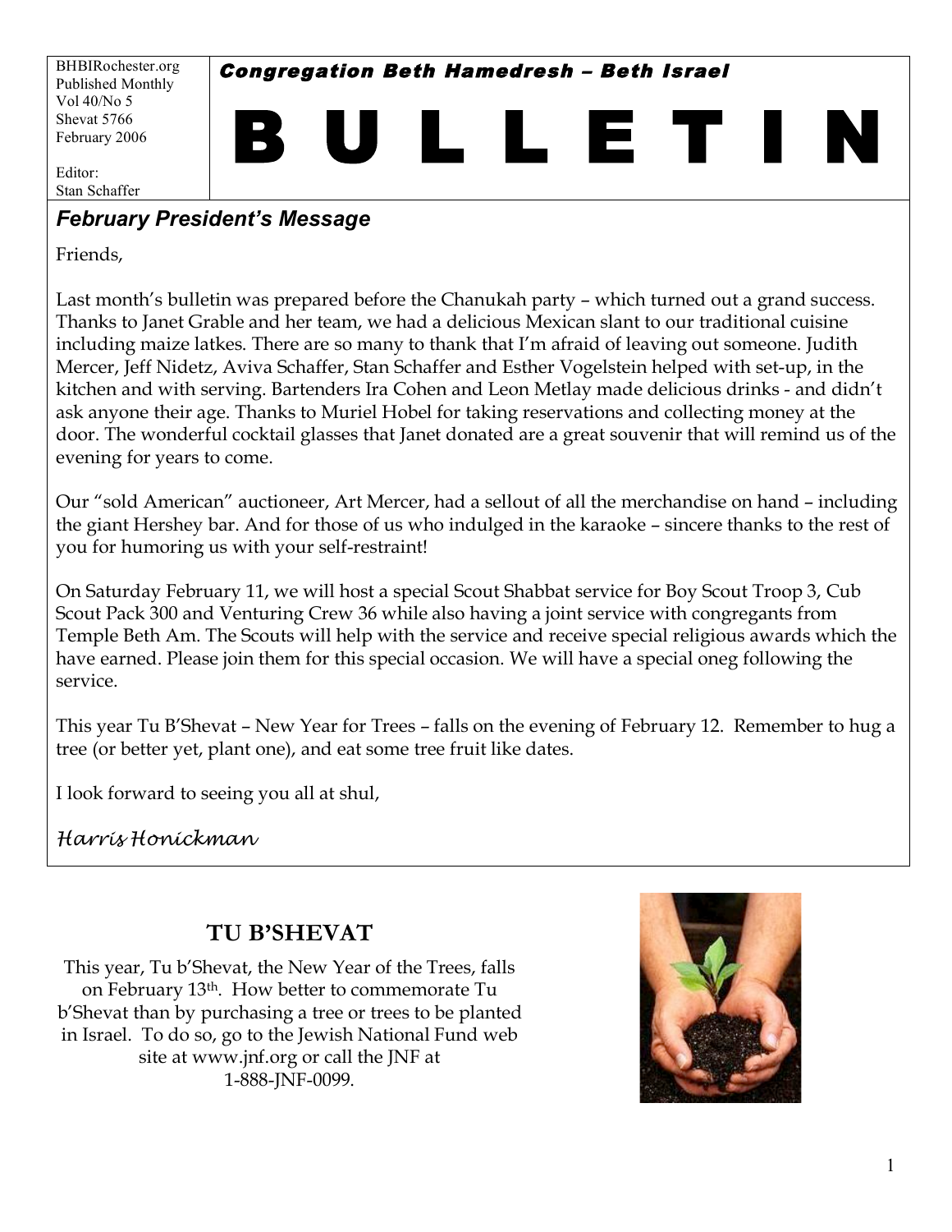BHBIRochester.org
Published Monthly
Vol 40/No 5
Shevat 5766
February 2006

Editor:
Stan Schaffer

**Congregation Beth Hamedresh – Beth Israel**

# B U L L E T I N

## *February President's Message*

Friends,

Last month's bulletin was prepared before the Chanukah party – which turned out a grand success. Thanks to Janet Grable and her team, we had a delicious Mexican slant to our traditional cuisine including maize latkes. There are so many to thank that I'm afraid of leaving out someone. Judith Mercer, Jeff Nidetz, Aviva Schaffer, Stan Schaffer and Esther Vogelstein helped with set-up, in the kitchen and with serving. Bartenders Ira Cohen and Leon Metlay made delicious drinks - and didn't ask anyone their age. Thanks to Muriel Hobel for taking reservations and collecting money at the door. The wonderful cocktail glasses that Janet donated are a great souvenir that will remind us of the evening for years to come.

Our "sold American" auctioneer, Art Mercer, had a sellout of all the merchandise on hand – including the giant Hershey bar. And for those of us who indulged in the karaoke – sincere thanks to the rest of you for humoring us with your self-restraint!

On Saturday February 11, we will host a special Scout Shabbat service for Boy Scout Troop 3, Cub Scout Pack 300 and Venturing Crew 36 while also having a joint service with congregants from Temple Beth Am. The Scouts will help with the service and receive special religious awards which the have earned. Please join them for this special occasion. We will have a special oneg following the service.

This year Tu B'Shevat – New Year for Trees – falls on the evening of February 12. Remember to hug a tree (or better yet, plant one), and eat some tree fruit like dates.

I look forward to seeing you all at shul,

*Harris Honickman*

## TU B'SHEVAT

This year, Tu b'Shevat, the New Year of the Trees, falls on February 13th. How better to commemorate Tu b'Shevat than by purchasing a tree or trees to be planted in Israel. To do so, go to the Jewish National Fund web site at www.jnf.org or call the JNF at 1-888-JNF-0099.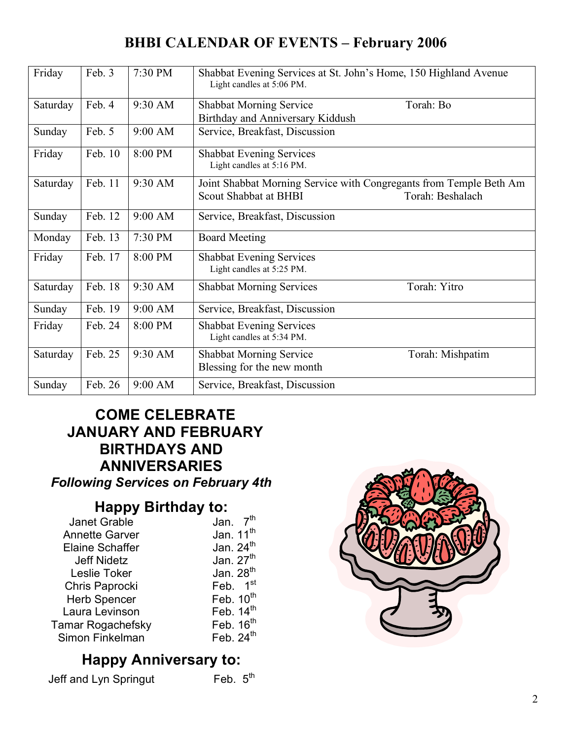# BHBI CALENDAR OF EVENTS – February 2006

| | | | |
|---|---|---|---|
| Friday | Feb. 3 | 7:30 PM | Shabbat Evening Services at St. John's Home, 150 Highland Avenue<br>Light candles at 5:06 PM. |
| Saturday | Feb. 4 | 9:30 AM | Shabbat Morning Service — Torah: Bo<br>Birthday and Anniversary Kiddush |
| Sunday | Feb. 5 | 9:00 AM | Service, Breakfast, Discussion |
| Friday | Feb. 10 | 8:00 PM | Shabbat Evening Services<br>Light candles at 5:16 PM. |
| Saturday | Feb. 11 | 9:30 AM | Joint Shabbat Morning Service with Congregants from Temple Beth Am<br>Scout Shabbat at BHBI — Torah: Beshalach |
| Sunday | Feb. 12 | 9:00 AM | Service, Breakfast, Discussion |
| Monday | Feb. 13 | 7:30 PM | Board Meeting |
| Friday | Feb. 17 | 8:00 PM | Shabbat Evening Services<br>Light candles at 5:25 PM. |
| Saturday | Feb. 18 | 9:30 AM | Shabbat Morning Services — Torah: Yitro |
| Sunday | Feb. 19 | 9:00 AM | Service, Breakfast, Discussion |
| Friday | Feb. 24 | 8:00 PM | Shabbat Evening Services<br>Light candles at 5:34 PM. |
| Saturday | Feb. 25 | 9:30 AM | Shabbat Morning Service — Torah: Mishpatim<br>Blessing for the new month |
| Sunday | Feb. 26 | 9:00 AM | Service, Breakfast, Discussion |

## COME CELEBRATE JANUARY AND FEBRUARY BIRTHDAYS AND ANNIVERSARIES

***Following Services on February 4th***

### Happy Birthday to:

| | |
|---|---|
| Janet Grable | Jan. 7th |
| Annette Garver | Jan. 11th |
| Elaine Schaffer | Jan. 24th |
| Jeff Nidetz | Jan. 27th |
| Leslie Toker | Jan. 28th |
| Chris Paprocki | Feb. 1st |
| Herb Spencer | Feb. 10th |
| Laura Levinson | Feb. 14th |
| Tamar Rogachefsky | Feb. 16th |
| Simon Finkelman | Feb. 24th |

### Happy Anniversary to:

Jeff and Lyn Springut — Feb. 5th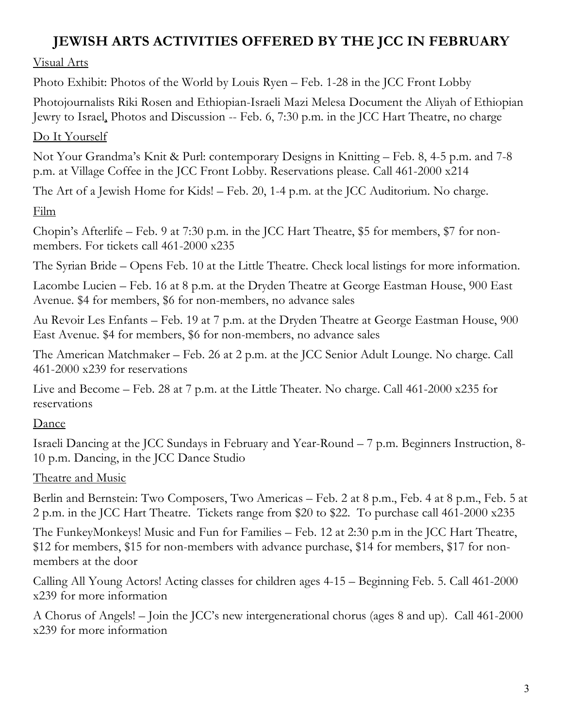# JEWISH ARTS ACTIVITIES OFFERED BY THE JCC IN FEBRUARY

Visual Arts

Photo Exhibit: Photos of the World by Louis Ryen – Feb. 1-28 in the JCC Front Lobby

Photojournalists Riki Rosen and Ethiopian-Israeli Mazi Melesa Document the Aliyah of Ethiopian Jewry to Israel, Photos and Discussion -- Feb. 6, 7:30 p.m. in the JCC Hart Theatre, no charge

Do It Yourself

Not Your Grandma's Knit & Purl: contemporary Designs in Knitting – Feb. 8, 4-5 p.m. and 7-8 p.m. at Village Coffee in the JCC Front Lobby. Reservations please. Call 461-2000 x214

The Art of a Jewish Home for Kids! – Feb. 20, 1-4 p.m. at the JCC Auditorium. No charge.

Film

Chopin's Afterlife – Feb. 9 at 7:30 p.m. in the JCC Hart Theatre, $5 for members, $7 for non-members. For tickets call 461-2000 x235

The Syrian Bride – Opens Feb. 10 at the Little Theatre. Check local listings for more information.

Lacombe Lucien – Feb. 16 at 8 p.m. at the Dryden Theatre at George Eastman House, 900 East Avenue. $4 for members, $6 for non-members, no advance sales

Au Revoir Les Enfants – Feb. 19 at 7 p.m. at the Dryden Theatre at George Eastman House, 900 East Avenue. $4 for members, $6 for non-members, no advance sales

The American Matchmaker – Feb. 26 at 2 p.m. at the JCC Senior Adult Lounge. No charge. Call 461-2000 x239 for reservations

Live and Become – Feb. 28 at 7 p.m. at the Little Theater. No charge. Call 461-2000 x235 for reservations

Dance

Israeli Dancing at the JCC Sundays in February and Year-Round – 7 p.m. Beginners Instruction, 8-10 p.m. Dancing, in the JCC Dance Studio

Theatre and Music

Berlin and Bernstein: Two Composers, Two Americas – Feb. 2 at 8 p.m., Feb. 4 at 8 p.m., Feb. 5 at 2 p.m. in the JCC Hart Theatre. Tickets range from $20 to $22. To purchase call 461-2000 x235

The FunkeyMonkeys! Music and Fun for Families – Feb. 12 at 2:30 p.m in the JCC Hart Theatre, $12 for members, $15 for non-members with advance purchase, $14 for members, $17 for non-members at the door

Calling All Young Actors! Acting classes for children ages 4-15 – Beginning Feb. 5. Call 461-2000 x239 for more information

A Chorus of Angels! – Join the JCC's new intergenerational chorus (ages 8 and up). Call 461-2000 x239 for more information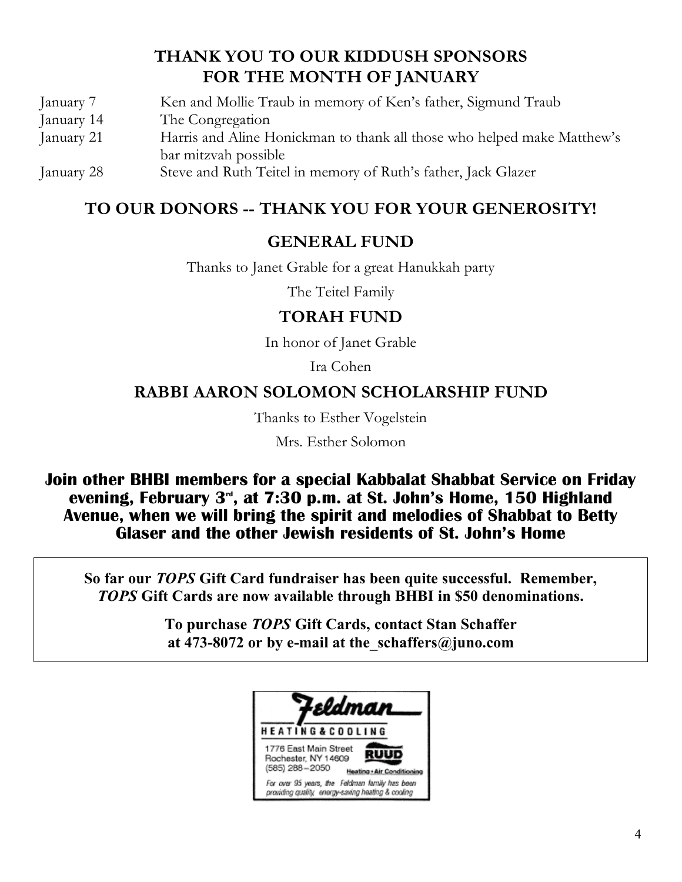## THANK YOU TO OUR KIDDUSH SPONSORS FOR THE MONTH OF JANUARY

| | |
|---|---|
| January 7 | Ken and Mollie Traub in memory of Ken's father, Sigmund Traub |
| January 14 | The Congregation |
| January 21 | Harris and Aline Honickman to thank all those who helped make Matthew's bar mitzvah possible |
| January 28 | Steve and Ruth Teitel in memory of Ruth's father, Jack Glazer |

## TO OUR DONORS -- THANK YOU FOR YOUR GENEROSITY!

### GENERAL FUND

Thanks to Janet Grable for a great Hanukkah party

The Teitel Family

### TORAH FUND

In honor of Janet Grable

Ira Cohen

### RABBI AARON SOLOMON SCHOLARSHIP FUND

Thanks to Esther Vogelstein

Mrs. Esther Solomon

**Join other BHBI members for a special Kabbalat Shabbat Service on Friday evening, February 3rd, at 7:30 p.m. at St. John's Home, 150 Highland Avenue, when we will bring the spirit and melodies of Shabbat to Betty Glaser and the other Jewish residents of St. John's Home**

**So far our *TOPS* Gift Card fundraiser has been quite successful. Remember, *TOPS* Gift Cards are now available through BHBI in $50 denominations.**

**To purchase *TOPS* Gift Cards, contact Stan Schaffer at 473-8072 or by e-mail at the_schaffers@juno.com**

Feldman HEATING & COOLING

1776 East Main Street
Rochester, NY 14609
(585) 288-2050

RUUD Heating • Air Conditioning

For over 95 years, the Feldman family has been providing quality, energy-saving heating & cooling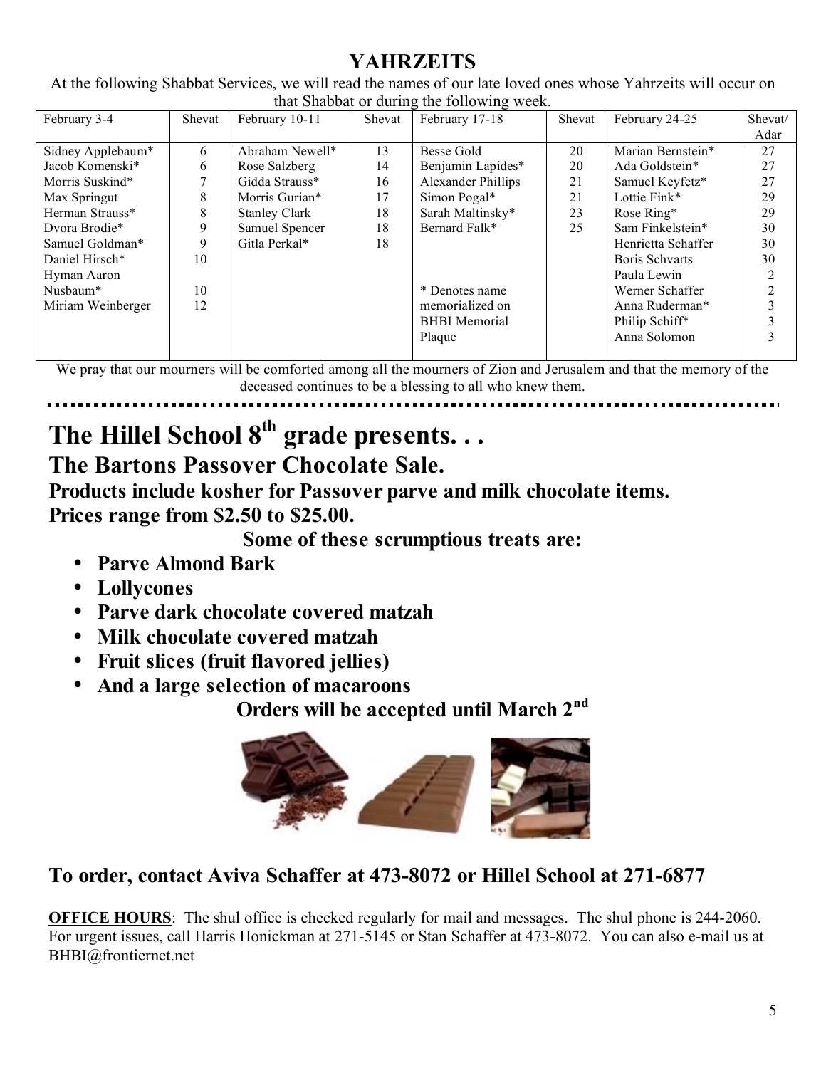## YAHRZEITS

At the following Shabbat Services, we will read the names of our late loved ones whose Yahrzeits will occur on that Shabbat or during the following week.

| February 3-4 | Shevat | February 10-11 | Shevat | February 17-18 | Shevat | February 24-25 | Shevat/ Adar |
|---|---|---|---|---|---|---|---|
| Sidney Applebaum* | 6 | Abraham Newell* | 13 | Besse Gold | 20 | Marian Bernstein* | 27 |
| Jacob Komenski* | 6 | Rose Salzberg | 14 | Benjamin Lapides* | 20 | Ada Goldstein* | 27 |
| Morris Suskind* | 7 | Gidda Strauss* | 16 | Alexander Phillips | 21 | Samuel Keyfetz* | 27 |
| Max Springut | 8 | Morris Gurian* | 17 | Simon Pogal* | 21 | Lottie Fink* | 29 |
| Herman Strauss* | 8 | Stanley Clark | 18 | Sarah Maltinsky* | 23 | Rose Ring* | 29 |
| Dvora Brodie* | 9 | Samuel Spencer | 18 | Bernard Falk* | 25 | Sam Finkelstein* | 30 |
| Samuel Goldman* | 9 | Gitla Perkal* | 18 | | | Henrietta Schaffer | 30 |
| Daniel Hirsch* | 10 | | | | | Boris Schvarts | 30 |
| Hyman Aaron Nusbaum* | 10 | | | | | Paula Lewin | 2 |
| Miriam Weinberger | 12 | | | * Denotes name memorialized on BHBI Memorial Plaque | | Werner Schaffer | 2 |
| | | | | | | Anna Ruderman* | 3 |
| | | | | | | Philip Schiff* | 3 |
| | | | | | | Anna Solomon | 3 |

We pray that our mourners will be comforted among all the mourners of Zion and Jerusalem and that the memory of the deceased continues to be a blessing to all who knew them.

# The Hillel School 8th grade presents. . .

## The Bartons Passover Chocolate Sale.

**Products include kosher for Passover parve and milk chocolate items.**
**Prices range from $2.50 to $25.00.**

**Some of these scrumptious treats are:**

- **Parve Almond Bark**
- **Lollycones**
- **Parve dark chocolate covered matzah**
- **Milk chocolate covered matzah**
- **Fruit slices (fruit flavored jellies)**
- **And a large selection of macaroons**

**Orders will be accepted until March 2nd**

## To order, contact Aviva Schaffer at 473-8072 or Hillel School at 271-6877

**OFFICE HOURS**: The shul office is checked regularly for mail and messages. The shul phone is 244-2060. For urgent issues, call Harris Honickman at 271-5145 or Stan Schaffer at 473-8072. You can also e-mail us at BHBI@frontiernet.net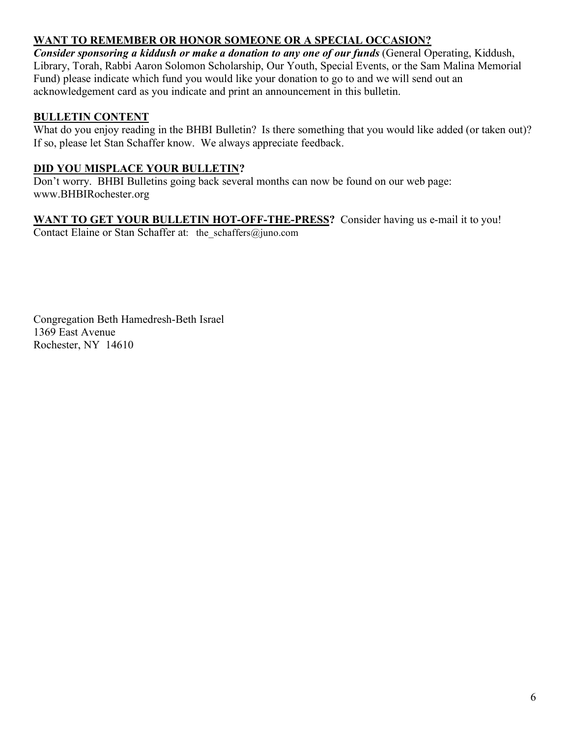**WANT TO REMEMBER OR HONOR SOMEONE OR A SPECIAL OCCASION?**

***Consider sponsoring a kiddush or make a donation to any one of our funds*** (General Operating, Kiddush, Library, Torah, Rabbi Aaron Solomon Scholarship, Our Youth, Special Events, or the Sam Malina Memorial Fund) please indicate which fund you would like your donation to go to and we will send out an acknowledgement card as you indicate and print an announcement in this bulletin.

**BULLETIN CONTENT**

What do you enjoy reading in the BHBI Bulletin? Is there something that you would like added (or taken out)? If so, please let Stan Schaffer know. We always appreciate feedback.

**DID YOU MISPLACE YOUR BULLETIN?**

Don't worry. BHBI Bulletins going back several months can now be found on our web page: www.BHBIRochester.org

**WANT TO GET YOUR BULLETIN HOT-OFF-THE-PRESS?** Consider having us e-mail it to you!
Contact Elaine or Stan Schaffer at: the_schaffers@juno.com

Congregation Beth Hamedresh-Beth Israel
1369 East Avenue
Rochester, NY 14610